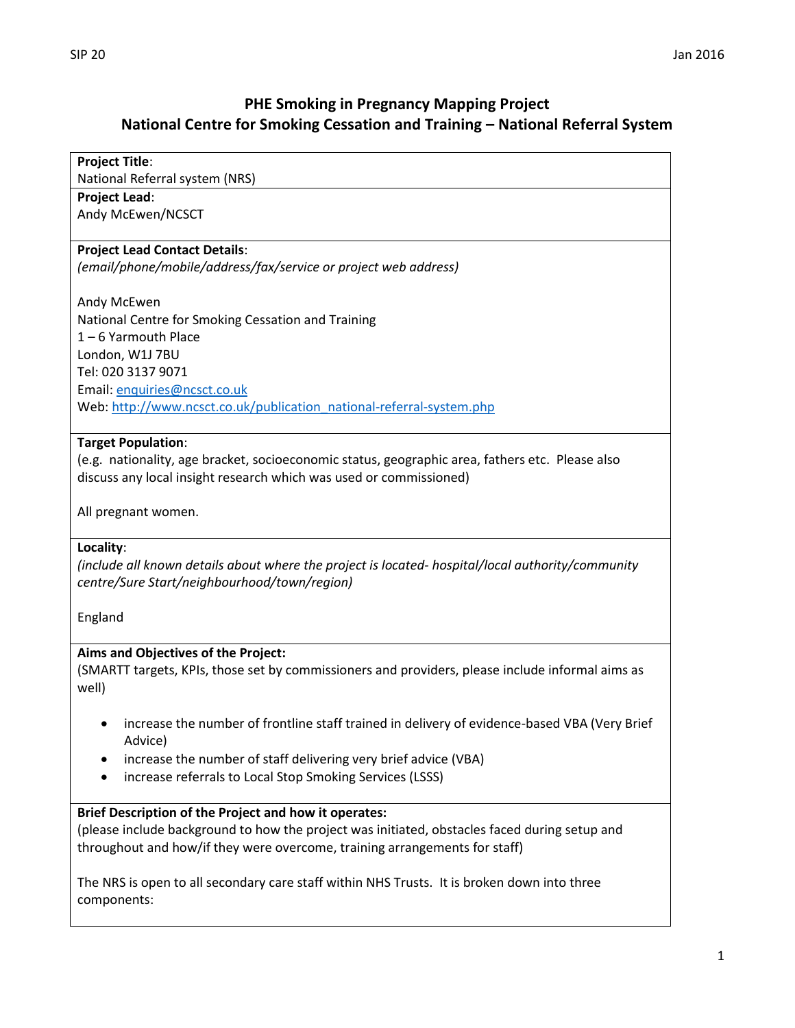# PHE Smoking in Pregnancy Mapping Project
## National Centre for Smoking Cessation and Training – National Referral System

**Project Title**:
National Referral system (NRS)

**Project Lead**:
Andy McEwen/NCSCT

**Project Lead Contact Details**:
*(email/phone/mobile/address/fax/service or project web address)*

Andy McEwen
National Centre for Smoking Cessation and Training
1 – 6 Yarmouth Place
London, W1J 7BU
Tel: 020 3137 9071
Email: enquiries@ncsct.co.uk
Web: http://www.ncsct.co.uk/publication_national-referral-system.php

**Target Population**:
(e.g. nationality, age bracket, socioeconomic status, geographic area, fathers etc. Please also discuss any local insight research which was used or commissioned)

All pregnant women.

**Locality**:
*(include all known details about where the project is located- hospital/local authority/community centre/Sure Start/neighbourhood/town/region)*

England

**Aims and Objectives of the Project:**
(SMARTT targets, KPIs, those set by commissioners and providers, please include informal aims as well)

- increase the number of frontline staff trained in delivery of evidence-based VBA (Very Brief Advice)
- increase the number of staff delivering very brief advice (VBA)
- increase referrals to Local Stop Smoking Services (LSSS)

**Brief Description of the Project and how it operates:**
(please include background to how the project was initiated, obstacles faced during setup and throughout and how/if they were overcome, training arrangements for staff)

The NRS is open to all secondary care staff within NHS Trusts. It is broken down into three components: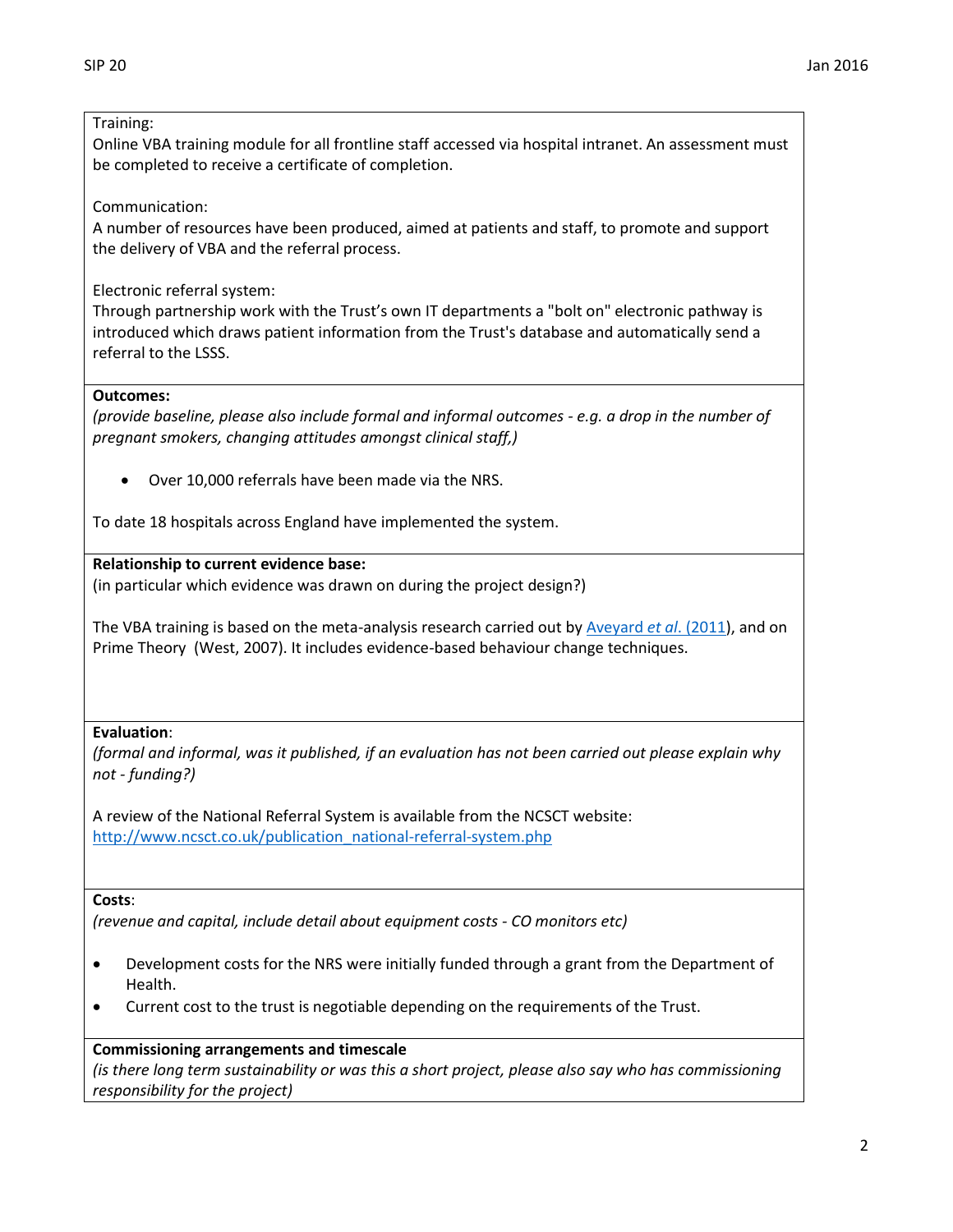Training:
Online VBA training module for all frontline staff accessed via hospital intranet. An assessment must be completed to receive a certificate of completion.

Communication:
A number of resources have been produced, aimed at patients and staff, to promote and support the delivery of VBA and the referral process.

Electronic referral system:
Through partnership work with the Trust's own IT departments a "bolt on" electronic pathway is introduced which draws patient information from the Trust's database and automatically send a referral to the LSSS.

**Outcomes:**
*(provide baseline, please also include formal and informal outcomes - e.g. a drop in the number of pregnant smokers, changing attitudes amongst clinical staff,)*

- Over 10,000 referrals have been made via the NRS.

To date 18 hospitals across England have implemented the system.

**Relationship to current evidence base:**
(in particular which evidence was drawn on during the project design?)

The VBA training is based on the meta-analysis research carried out by Aveyard *et al*. (2011), and on Prime Theory (West, 2007). It includes evidence-based behaviour change techniques.

**Evaluation**:
*(formal and informal, was it published, if an evaluation has not been carried out please explain why not - funding?)*

A review of the National Referral System is available from the NCSCT website:
http://www.ncsct.co.uk/publication_national-referral-system.php

**Costs**:
*(revenue and capital, include detail about equipment costs - CO monitors etc)*

- Development costs for the NRS were initially funded through a grant from the Department of Health.
- Current cost to the trust is negotiable depending on the requirements of the Trust.

**Commissioning arrangements and timescale**
*(is there long term sustainability or was this a short project, please also say who has commissioning responsibility for the project)*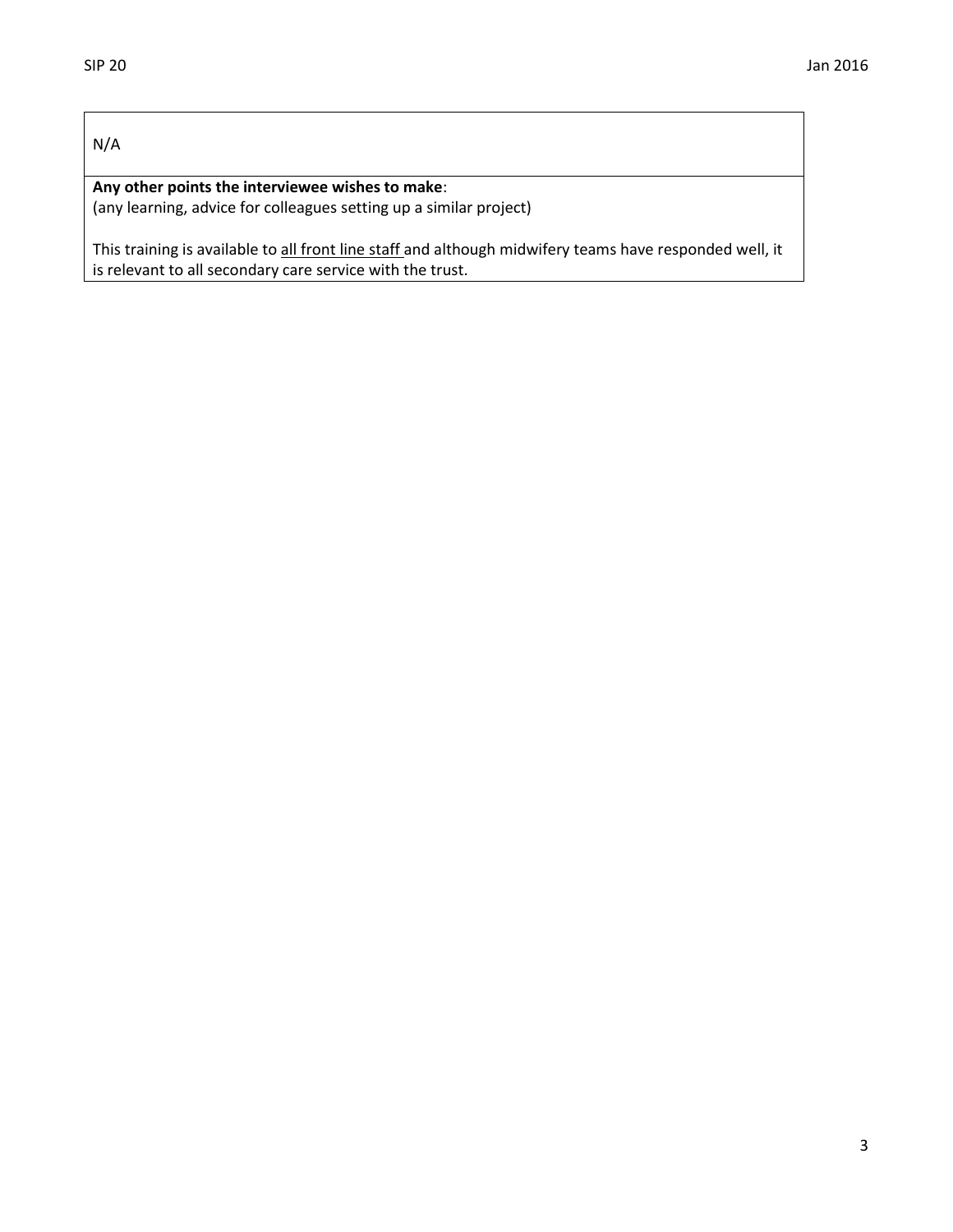N/A

**Any other points the interviewee wishes to make**:
(any learning, advice for colleagues setting up a similar project)

This training is available to <u>all front line staff</u> and although midwifery teams have responded well, it is relevant to all secondary care service with the trust.